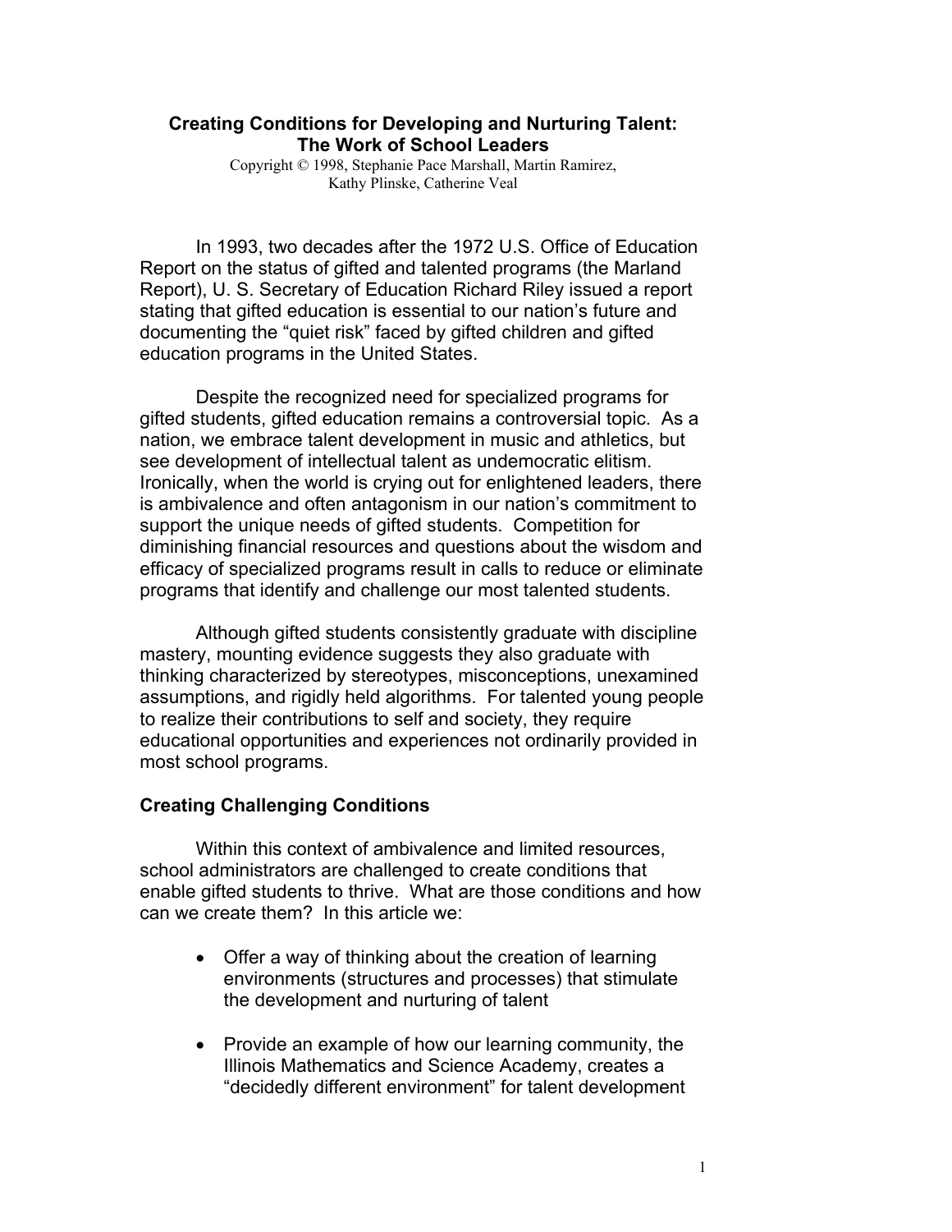# Creating Conditions for Developing and Nurturing Talent: The Work of School Leaders

Copyright © 1998, Stephanie Pace Marshall, Martin Ramirez, Kathy Plinske, Catherine Veal

In 1993, two decades after the 1972 U.S. Office of Education Report on the status of gifted and talented programs (the Marland Report), U. S. Secretary of Education Richard Riley issued a report stating that gifted education is essential to our nation's future and documenting the "quiet risk" faced by gifted children and gifted education programs in the United States.

Despite the recognized need for specialized programs for gifted students, gifted education remains a controversial topic. As a nation, we embrace talent development in music and athletics, but see development of intellectual talent as undemocratic elitism. Ironically, when the world is crying out for enlightened leaders, there is ambivalence and often antagonism in our nation's commitment to support the unique needs of gifted students. Competition for diminishing financial resources and questions about the wisdom and efficacy of specialized programs result in calls to reduce or eliminate programs that identify and challenge our most talented students.

Although gifted students consistently graduate with discipline mastery, mounting evidence suggests they also graduate with thinking characterized by stereotypes, misconceptions, unexamined assumptions, and rigidly held algorithms. For talented young people to realize their contributions to self and society, they require educational opportunities and experiences not ordinarily provided in most school programs.

## Creating Challenging Conditions

Within this context of ambivalence and limited resources, school administrators are challenged to create conditions that enable gifted students to thrive. What are those conditions and how can we create them? In this article we:

- Offer a way of thinking about the creation of learning environments (structures and processes) that stimulate the development and nurturing of talent
- Provide an example of how our learning community, the Illinois Mathematics and Science Academy, creates a "decidedly different environment" for talent development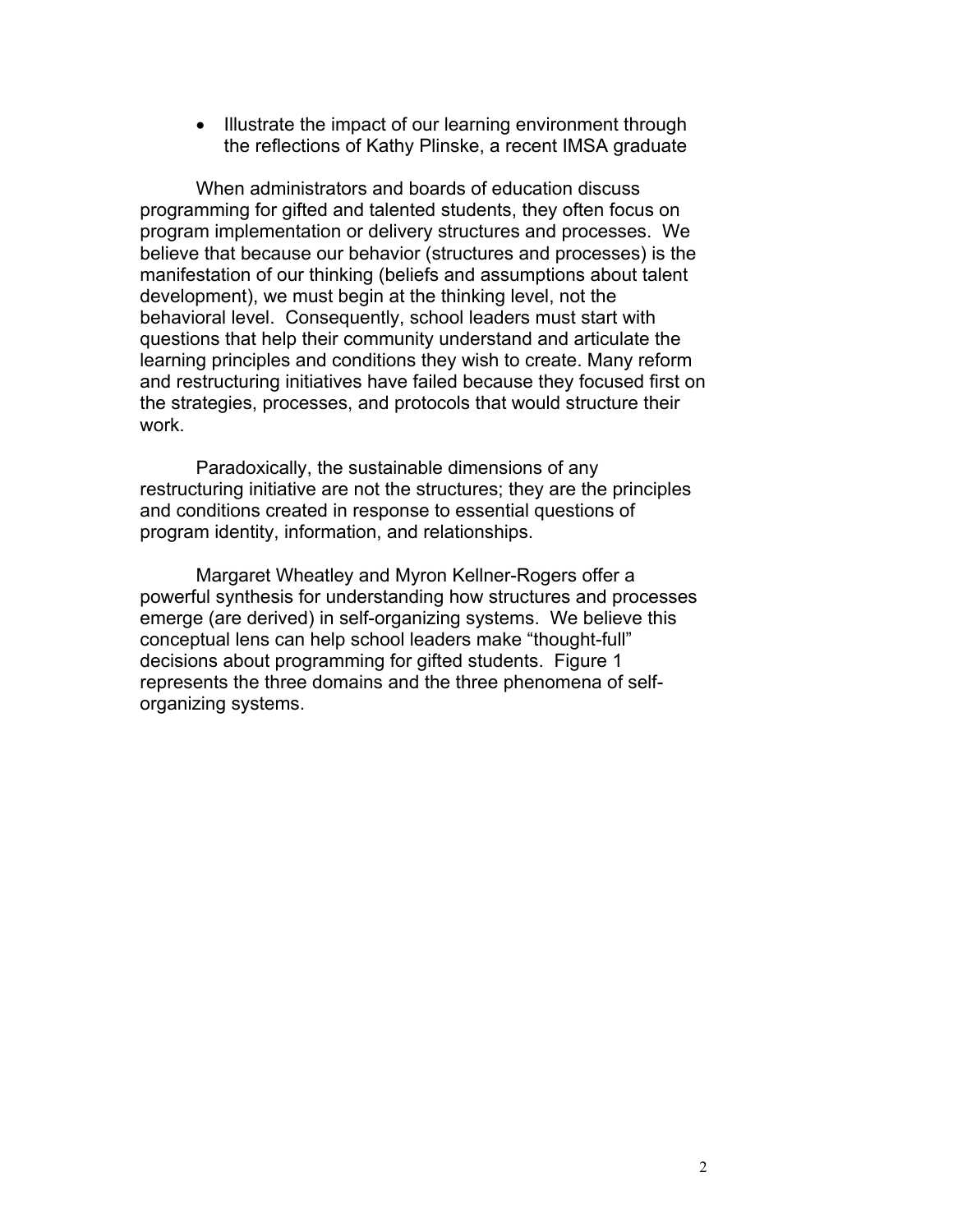- Illustrate the impact of our learning environment through the reflections of Kathy Plinske, a recent IMSA graduate

When administrators and boards of education discuss programming for gifted and talented students, they often focus on program implementation or delivery structures and processes. We believe that because our behavior (structures and processes) is the manifestation of our thinking (beliefs and assumptions about talent development), we must begin at the thinking level, not the behavioral level. Consequently, school leaders must start with questions that help their community understand and articulate the learning principles and conditions they wish to create. Many reform and restructuring initiatives have failed because they focused first on the strategies, processes, and protocols that would structure their work.

Paradoxically, the sustainable dimensions of any restructuring initiative are not the structures; they are the principles and conditions created in response to essential questions of program identity, information, and relationships.

Margaret Wheatley and Myron Kellner-Rogers offer a powerful synthesis for understanding how structures and processes emerge (are derived) in self-organizing systems. We believe this conceptual lens can help school leaders make "thought-full" decisions about programming for gifted students. Figure 1 represents the three domains and the three phenomena of self-organizing systems.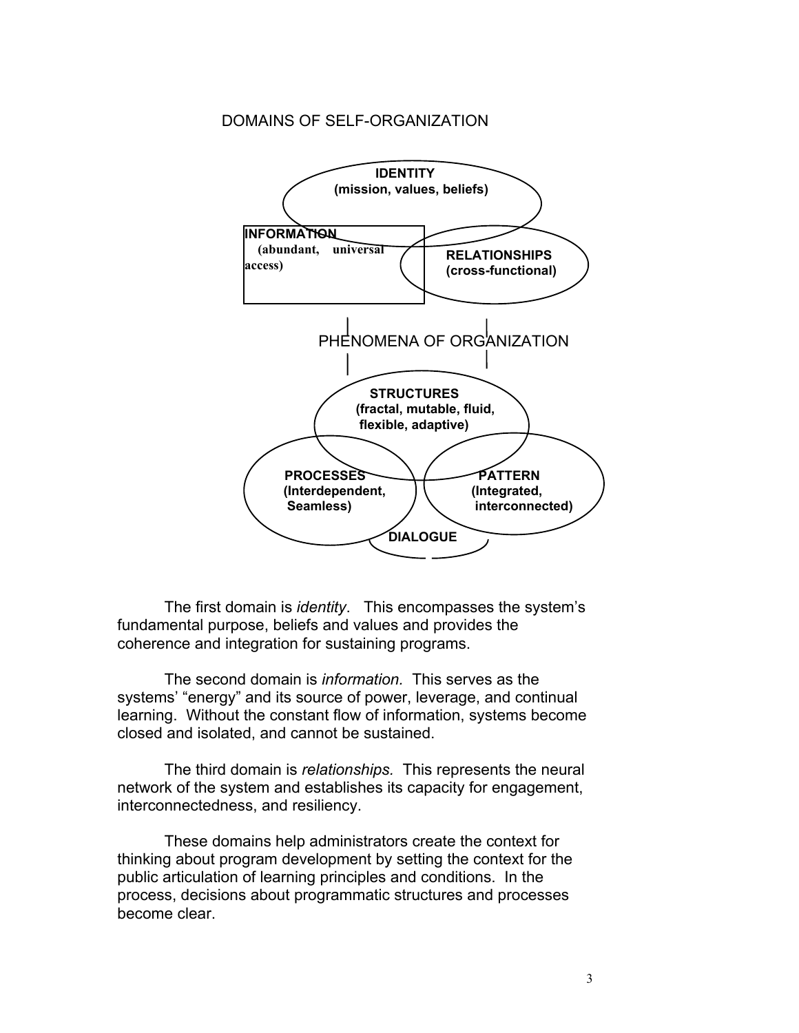DOMAINS OF SELF-ORGANIZATION

**IDENTITY**
**(mission, values, beliefs)**

**INFORMATION**
**(abundant, universal access)**

**RELATIONSHIPS**
**(cross-functional)**

PHENOMENA OF ORGANIZATION

**STRUCTURES**
**(fractal, mutable, fluid, flexible, adaptive)**

**PROCESSES**
**(Interdependent, Seamless)**

**PATTERN**
**(Integrated, interconnected)**

**DIALOGUE**

The first domain is *identity*. This encompasses the system's fundamental purpose, beliefs and values and provides the coherence and integration for sustaining programs.

The second domain is *information.* This serves as the systems' "energy" and its source of power, leverage, and continual learning. Without the constant flow of information, systems become closed and isolated, and cannot be sustained.

The third domain is *relationships.* This represents the neural network of the system and establishes its capacity for engagement, interconnectedness, and resiliency.

These domains help administrators create the context for thinking about program development by setting the context for the public articulation of learning principles and conditions. In the process, decisions about programmatic structures and processes become clear.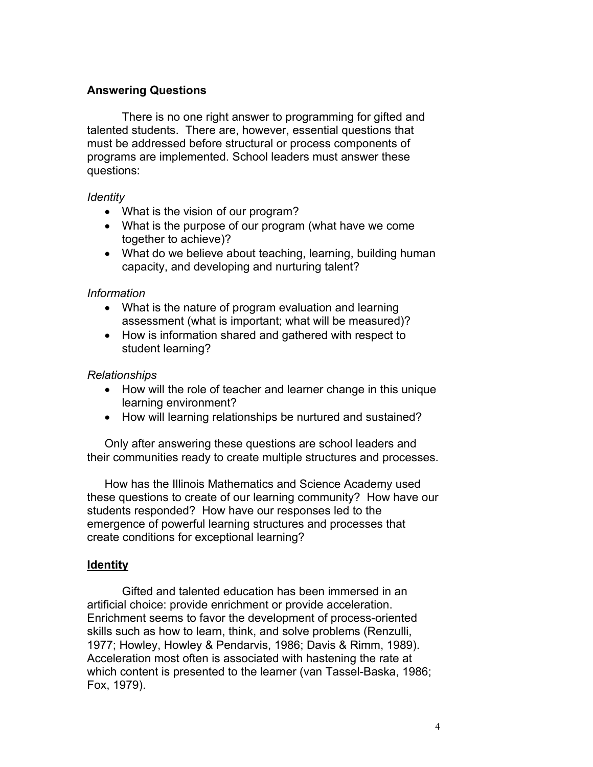## Answering Questions

There is no one right answer to programming for gifted and talented students. There are, however, essential questions that must be addressed before structural or process components of programs are implemented. School leaders must answer these questions:

*Identity*

- What is the vision of our program?
- What is the purpose of our program (what have we come together to achieve)?
- What do we believe about teaching, learning, building human capacity, and developing and nurturing talent?

*Information*

- What is the nature of program evaluation and learning assessment (what is important; what will be measured)?
- How is information shared and gathered with respect to student learning?

*Relationships*

- How will the role of teacher and learner change in this unique learning environment?
- How will learning relationships be nurtured and sustained?

Only after answering these questions are school leaders and their communities ready to create multiple structures and processes.

How has the Illinois Mathematics and Science Academy used these questions to create of our learning community? How have our students responded? How have our responses led to the emergence of powerful learning structures and processes that create conditions for exceptional learning?

## <u>Identity</u>

Gifted and talented education has been immersed in an artificial choice: provide enrichment or provide acceleration. Enrichment seems to favor the development of process-oriented skills such as how to learn, think, and solve problems (Renzulli, 1977; Howley, Howley & Pendarvis, 1986; Davis & Rimm, 1989). Acceleration most often is associated with hastening the rate at which content is presented to the learner (van Tassel-Baska, 1986; Fox, 1979).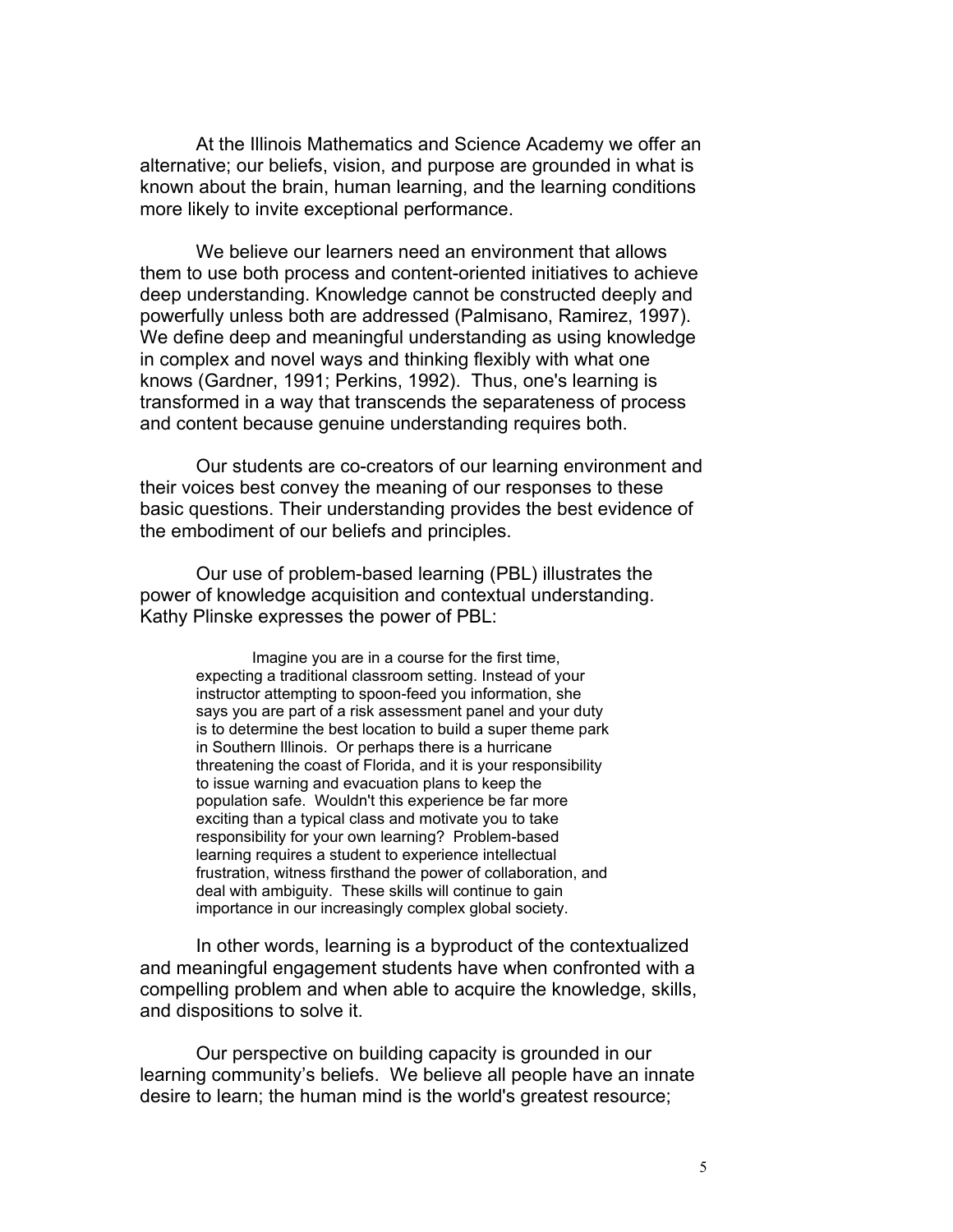At the Illinois Mathematics and Science Academy we offer an alternative; our beliefs, vision, and purpose are grounded in what is known about the brain, human learning, and the learning conditions more likely to invite exceptional performance.

We believe our learners need an environment that allows them to use both process and content-oriented initiatives to achieve deep understanding. Knowledge cannot be constructed deeply and powerfully unless both are addressed (Palmisano, Ramirez, 1997). We define deep and meaningful understanding as using knowledge in complex and novel ways and thinking flexibly with what one knows (Gardner, 1991; Perkins, 1992). Thus, one's learning is transformed in a way that transcends the separateness of process and content because genuine understanding requires both.

Our students are co-creators of our learning environment and their voices best convey the meaning of our responses to these basic questions. Their understanding provides the best evidence of the embodiment of our beliefs and principles.

Our use of problem-based learning (PBL) illustrates the power of knowledge acquisition and contextual understanding. Kathy Plinske expresses the power of PBL:

> Imagine you are in a course for the first time, expecting a traditional classroom setting. Instead of your instructor attempting to spoon-feed you information, she says you are part of a risk assessment panel and your duty is to determine the best location to build a super theme park in Southern Illinois. Or perhaps there is a hurricane threatening the coast of Florida, and it is your responsibility to issue warning and evacuation plans to keep the population safe. Wouldn't this experience be far more exciting than a typical class and motivate you to take responsibility for your own learning? Problem-based learning requires a student to experience intellectual frustration, witness firsthand the power of collaboration, and deal with ambiguity. These skills will continue to gain importance in our increasingly complex global society.

In other words, learning is a byproduct of the contextualized and meaningful engagement students have when confronted with a compelling problem and when able to acquire the knowledge, skills, and dispositions to solve it.

Our perspective on building capacity is grounded in our learning community's beliefs. We believe all people have an innate desire to learn; the human mind is the world's greatest resource;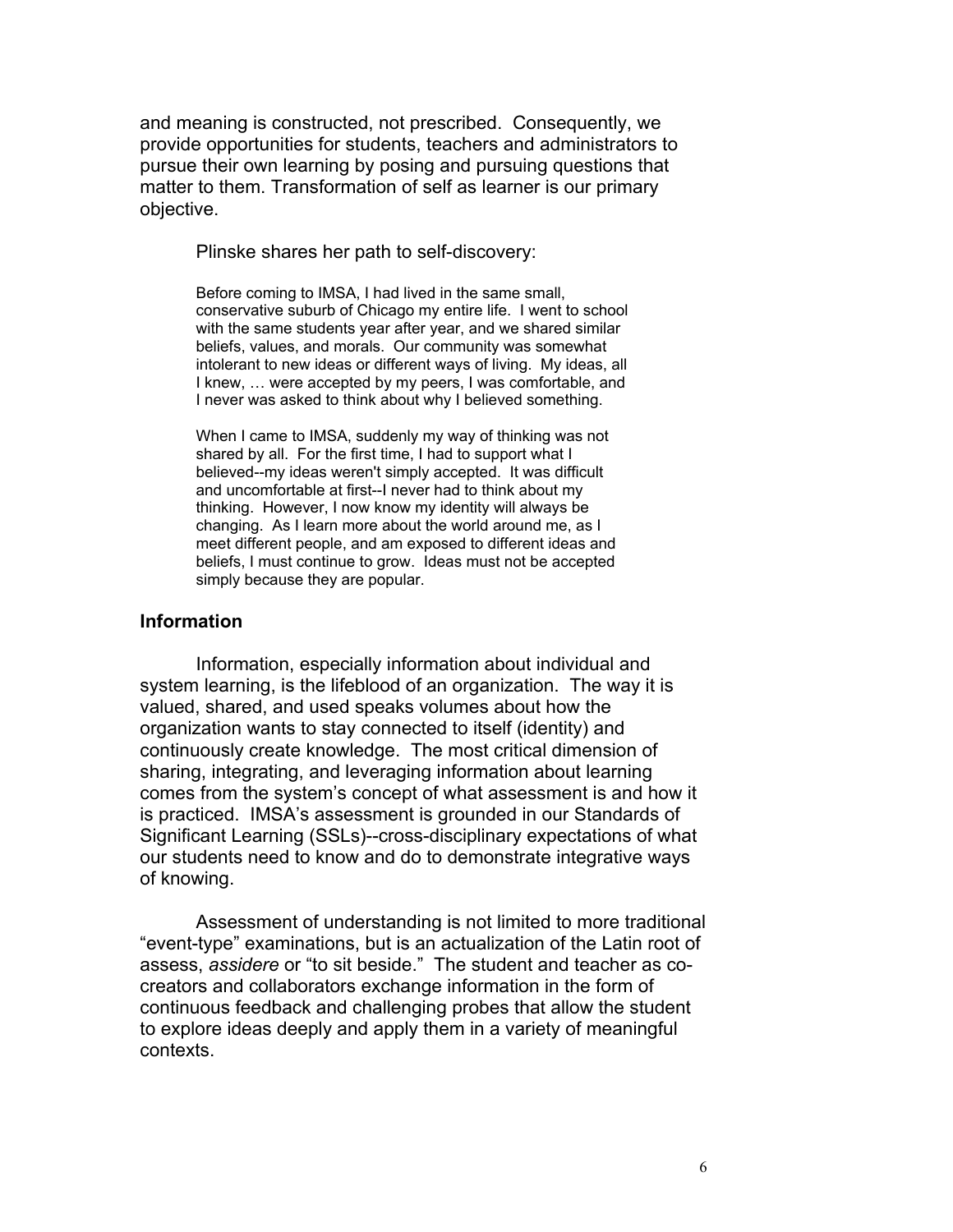and meaning is constructed, not prescribed. Consequently, we provide opportunities for students, teachers and administrators to pursue their own learning by posing and pursuing questions that matter to them. Transformation of self as learner is our primary objective.

Plinske shares her path to self-discovery:

> Before coming to IMSA, I had lived in the same small, conservative suburb of Chicago my entire life. I went to school with the same students year after year, and we shared similar beliefs, values, and morals. Our community was somewhat intolerant to new ideas or different ways of living. My ideas, all I knew, … were accepted by my peers, I was comfortable, and I never was asked to think about why I believed something.
>
> When I came to IMSA, suddenly my way of thinking was not shared by all. For the first time, I had to support what I believed--my ideas weren't simply accepted. It was difficult and uncomfortable at first--I never had to think about my thinking. However, I now know my identity will always be changing. As I learn more about the world around me, as I meet different people, and am exposed to different ideas and beliefs, I must continue to grow. Ideas must not be accepted simply because they are popular.

## Information

Information, especially information about individual and system learning, is the lifeblood of an organization. The way it is valued, shared, and used speaks volumes about how the organization wants to stay connected to itself (identity) and continuously create knowledge. The most critical dimension of sharing, integrating, and leveraging information about learning comes from the system's concept of what assessment is and how it is practiced. IMSA's assessment is grounded in our Standards of Significant Learning (SSLs)--cross-disciplinary expectations of what our students need to know and do to demonstrate integrative ways of knowing.

Assessment of understanding is not limited to more traditional "event-type" examinations, but is an actualization of the Latin root of assess, *assidere* or "to sit beside." The student and teacher as co-creators and collaborators exchange information in the form of continuous feedback and challenging probes that allow the student to explore ideas deeply and apply them in a variety of meaningful contexts.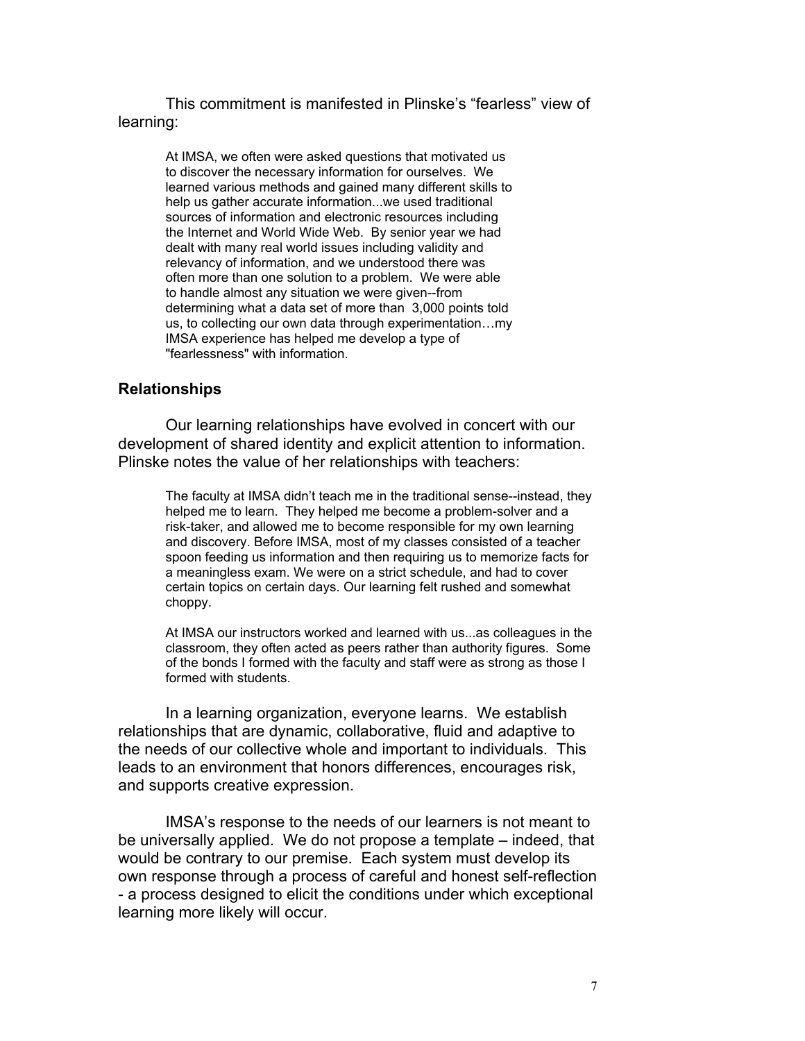This commitment is manifested in Plinske's "fearless" view of learning:

> At IMSA, we often were asked questions that motivated us to discover the necessary information for ourselves. We learned various methods and gained many different skills to help us gather accurate information...we used traditional sources of information and electronic resources including the Internet and World Wide Web. By senior year we had dealt with many real world issues including validity and relevancy of information, and we understood there was often more than one solution to a problem. We were able to handle almost any situation we were given--from determining what a data set of more than 3,000 points told us, to collecting our own data through experimentation…my IMSA experience has helped me develop a type of "fearlessness" with information.

### Relationships

Our learning relationships have evolved in concert with our development of shared identity and explicit attention to information. Plinske notes the value of her relationships with teachers:

> The faculty at IMSA didn't teach me in the traditional sense--instead, they helped me to learn. They helped me become a problem-solver and a risk-taker, and allowed me to become responsible for my own learning and discovery. Before IMSA, most of my classes consisted of a teacher spoon feeding us information and then requiring us to memorize facts for a meaningless exam. We were on a strict schedule, and had to cover certain topics on certain days. Our learning felt rushed and somewhat choppy.
>
> At IMSA our instructors worked and learned with us...as colleagues in the classroom, they often acted as peers rather than authority figures. Some of the bonds I formed with the faculty and staff were as strong as those I formed with students.

In a learning organization, everyone learns. We establish relationships that are dynamic, collaborative, fluid and adaptive to the needs of our collective whole and important to individuals. This leads to an environment that honors differences, encourages risk, and supports creative expression.

IMSA's response to the needs of our learners is not meant to be universally applied. We do not propose a template – indeed, that would be contrary to our premise. Each system must develop its own response through a process of careful and honest self-reflection - a process designed to elicit the conditions under which exceptional learning more likely will occur.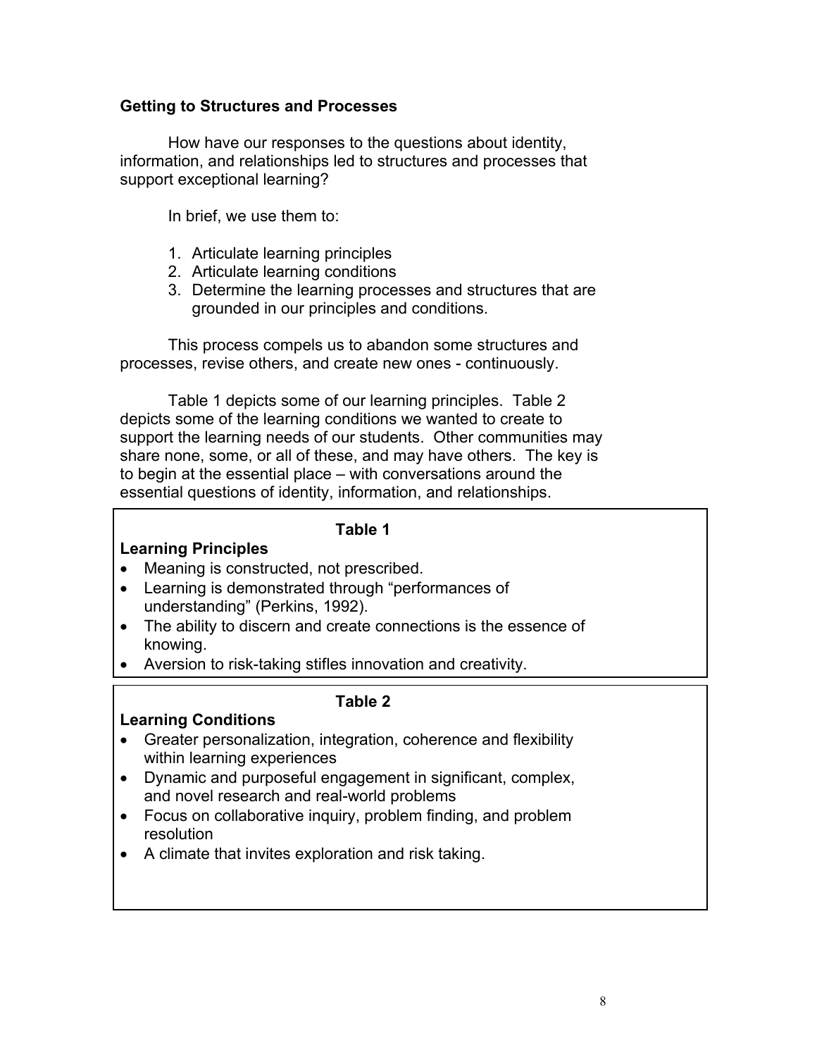## Getting to Structures and Processes

How have our responses to the questions about identity, information, and relationships led to structures and processes that support exceptional learning?

In brief, we use them to:

1. Articulate learning principles
2. Articulate learning conditions
3. Determine the learning processes and structures that are grounded in our principles and conditions.

This process compels us to abandon some structures and processes, revise others, and create new ones - continuously.

Table 1 depicts some of our learning principles. Table 2 depicts some of the learning conditions we wanted to create to support the learning needs of our students. Other communities may share none, some, or all of these, and may have others. The key is to begin at the essential place – with conversations around the essential questions of identity, information, and relationships.

**Table 1**

**Learning Principles**

- Meaning is constructed, not prescribed.
- Learning is demonstrated through "performances of understanding" (Perkins, 1992).
- The ability to discern and create connections is the essence of knowing.
- Aversion to risk-taking stifles innovation and creativity.

**Table 2**

**Learning Conditions**

- Greater personalization, integration, coherence and flexibility within learning experiences
- Dynamic and purposeful engagement in significant, complex, and novel research and real-world problems
- Focus on collaborative inquiry, problem finding, and problem resolution
- A climate that invites exploration and risk taking.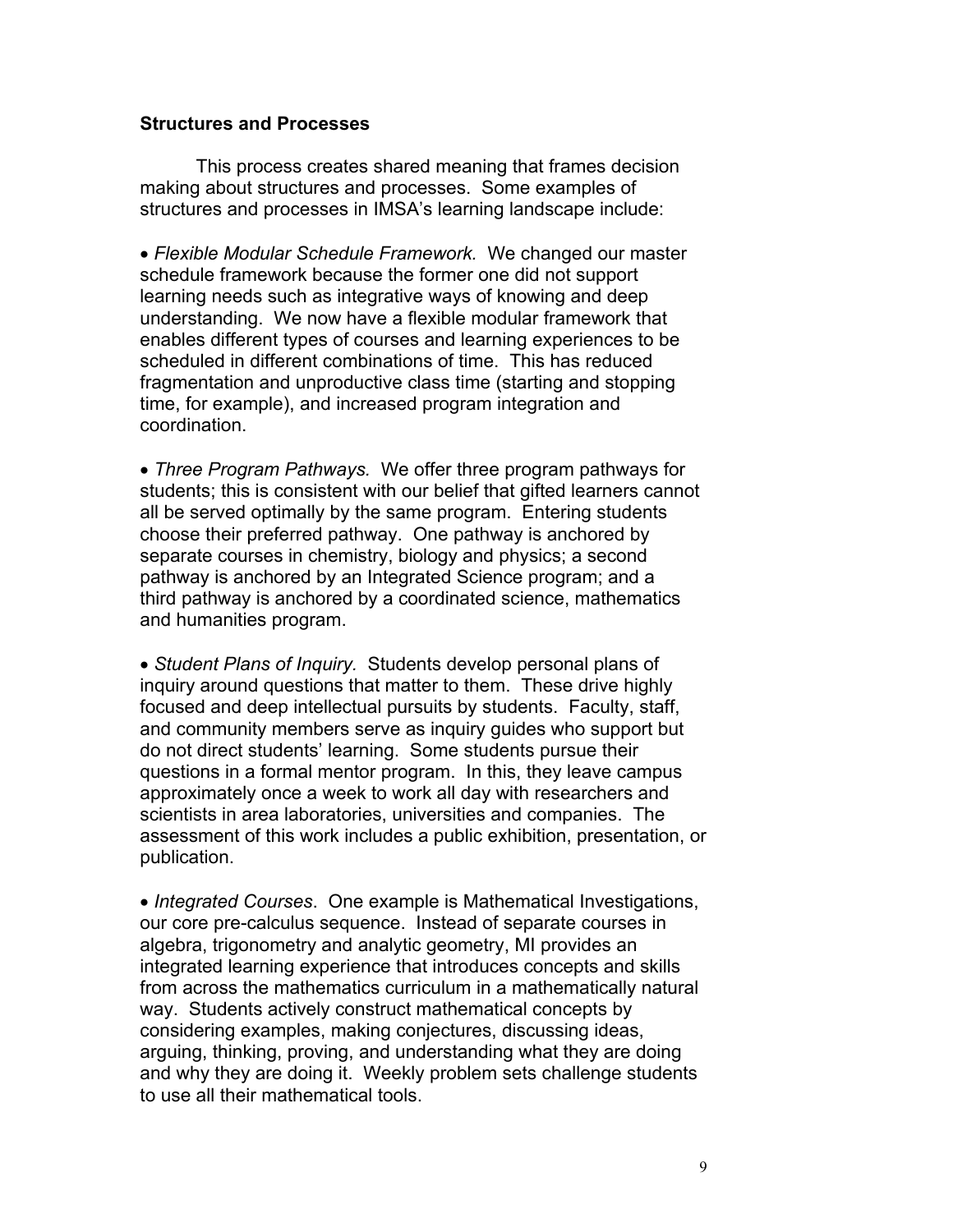**Structures and Processes**

This process creates shared meaning that frames decision making about structures and processes. Some examples of structures and processes in IMSA's learning landscape include:

- *Flexible Modular Schedule Framework.* We changed our master schedule framework because the former one did not support learning needs such as integrative ways of knowing and deep understanding. We now have a flexible modular framework that enables different types of courses and learning experiences to be scheduled in different combinations of time. This has reduced fragmentation and unproductive class time (starting and stopping time, for example), and increased program integration and coordination.

- *Three Program Pathways.* We offer three program pathways for students; this is consistent with our belief that gifted learners cannot all be served optimally by the same program. Entering students choose their preferred pathway. One pathway is anchored by separate courses in chemistry, biology and physics; a second pathway is anchored by an Integrated Science program; and a third pathway is anchored by a coordinated science, mathematics and humanities program.

- *Student Plans of Inquiry.* Students develop personal plans of inquiry around questions that matter to them. These drive highly focused and deep intellectual pursuits by students. Faculty, staff, and community members serve as inquiry guides who support but do not direct students' learning. Some students pursue their questions in a formal mentor program. In this, they leave campus approximately once a week to work all day with researchers and scientists in area laboratories, universities and companies. The assessment of this work includes a public exhibition, presentation, or publication.

- *Integrated Courses*. One example is Mathematical Investigations, our core pre-calculus sequence. Instead of separate courses in algebra, trigonometry and analytic geometry, MI provides an integrated learning experience that introduces concepts and skills from across the mathematics curriculum in a mathematically natural way. Students actively construct mathematical concepts by considering examples, making conjectures, discussing ideas, arguing, thinking, proving, and understanding what they are doing and why they are doing it. Weekly problem sets challenge students to use all their mathematical tools.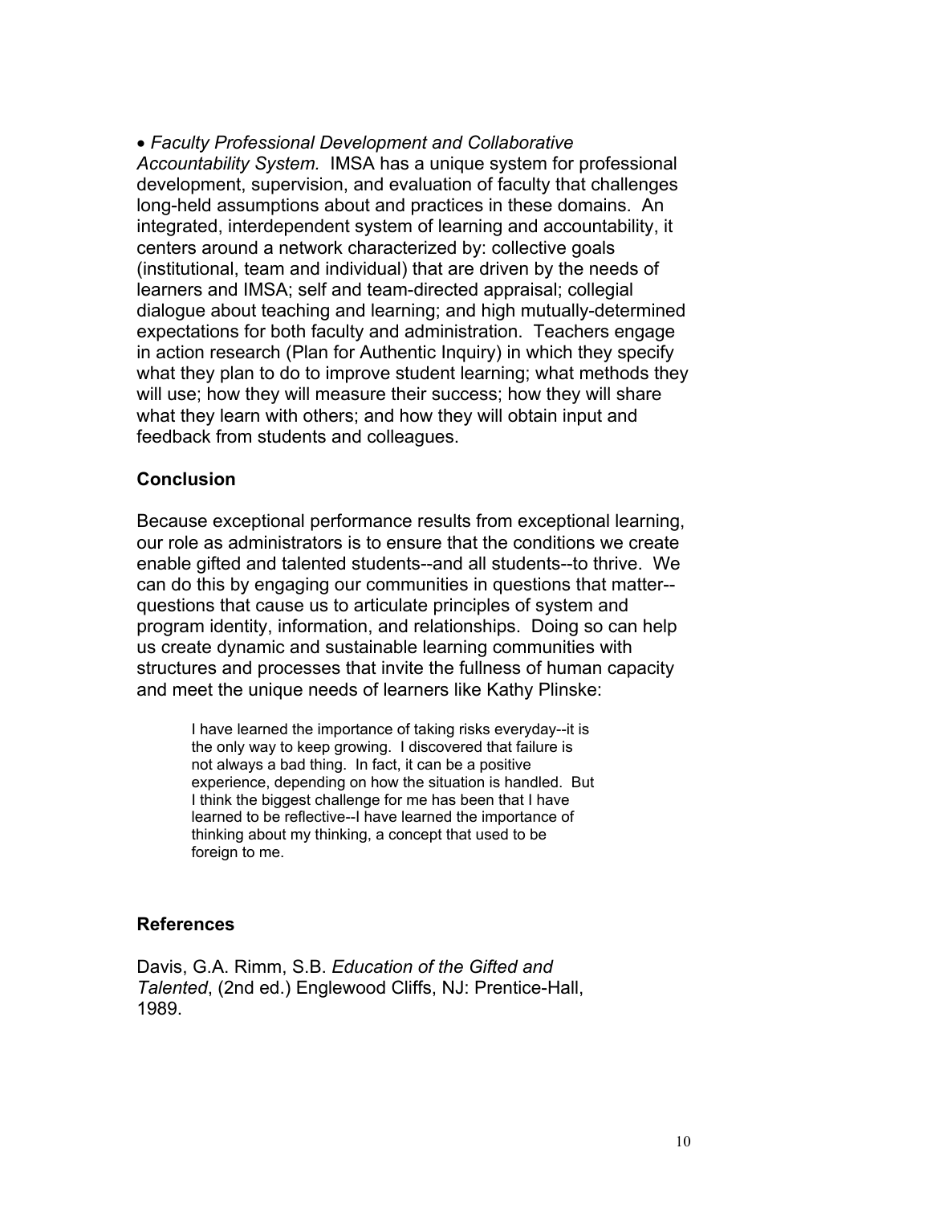- *Faculty Professional Development and Collaborative Accountability System.* IMSA has a unique system for professional development, supervision, and evaluation of faculty that challenges long-held assumptions about and practices in these domains. An integrated, interdependent system of learning and accountability, it centers around a network characterized by: collective goals (institutional, team and individual) that are driven by the needs of learners and IMSA; self and team-directed appraisal; collegial dialogue about teaching and learning; and high mutually-determined expectations for both faculty and administration. Teachers engage in action research (Plan for Authentic Inquiry) in which they specify what they plan to do to improve student learning; what methods they will use; how they will measure their success; how they will share what they learn with others; and how they will obtain input and feedback from students and colleagues.

## Conclusion

Because exceptional performance results from exceptional learning, our role as administrators is to ensure that the conditions we create enable gifted and talented students--and all students--to thrive. We can do this by engaging our communities in questions that matter--questions that cause us to articulate principles of system and program identity, information, and relationships. Doing so can help us create dynamic and sustainable learning communities with structures and processes that invite the fullness of human capacity and meet the unique needs of learners like Kathy Plinske:

> I have learned the importance of taking risks everyday--it is the only way to keep growing. I discovered that failure is not always a bad thing. In fact, it can be a positive experience, depending on how the situation is handled. But I think the biggest challenge for me has been that I have learned to be reflective--I have learned the importance of thinking about my thinking, a concept that used to be foreign to me.

## References

Davis, G.A. Rimm, S.B. *Education of the Gifted and Talented*, (2nd ed.) Englewood Cliffs, NJ: Prentice-Hall, 1989.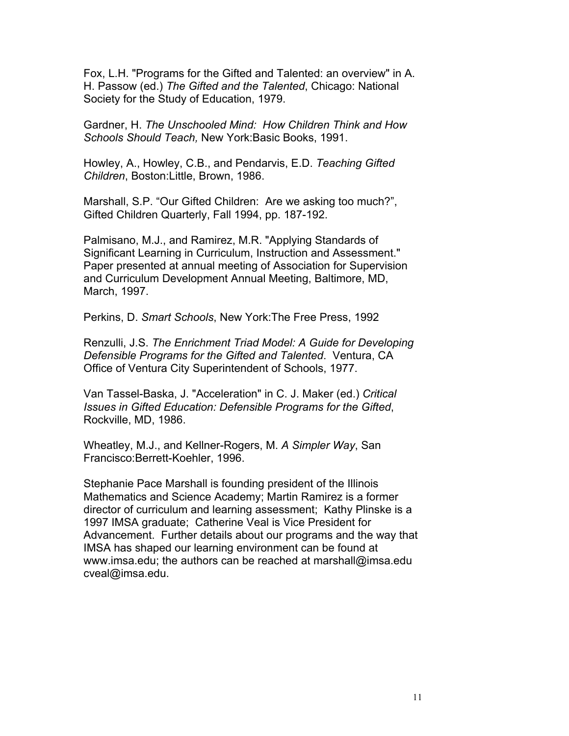Fox, L.H. "Programs for the Gifted and Talented: an overview" in A. H. Passow (ed.) *The Gifted and the Talented*, Chicago: National Society for the Study of Education, 1979.

Gardner, H. *The Unschooled Mind: How Children Think and How Schools Should Teach,* New York:Basic Books, 1991.

Howley, A., Howley, C.B., and Pendarvis, E.D. *Teaching Gifted Children*, Boston:Little, Brown, 1986.

Marshall, S.P. "Our Gifted Children: Are we asking too much?", Gifted Children Quarterly, Fall 1994, pp. 187-192.

Palmisano, M.J., and Ramirez, M.R. "Applying Standards of Significant Learning in Curriculum, Instruction and Assessment." Paper presented at annual meeting of Association for Supervision and Curriculum Development Annual Meeting, Baltimore, MD, March, 1997.

Perkins, D. *Smart Schools*, New York:The Free Press, 1992

Renzulli, J.S. *The Enrichment Triad Model: A Guide for Developing Defensible Programs for the Gifted and Talented*. Ventura, CA Office of Ventura City Superintendent of Schools, 1977.

Van Tassel-Baska, J. "Acceleration" in C. J. Maker (ed.) *Critical Issues in Gifted Education: Defensible Programs for the Gifted*, Rockville, MD, 1986.

Wheatley, M.J., and Kellner-Rogers, M. *A Simpler Way*, San Francisco:Berrett-Koehler, 1996.

Stephanie Pace Marshall is founding president of the Illinois Mathematics and Science Academy; Martin Ramirez is a former director of curriculum and learning assessment; Kathy Plinske is a 1997 IMSA graduate; Catherine Veal is Vice President for Advancement. Further details about our programs and the way that IMSA has shaped our learning environment can be found at www.imsa.edu; the authors can be reached at marshall@imsa.edu cveal@imsa.edu.